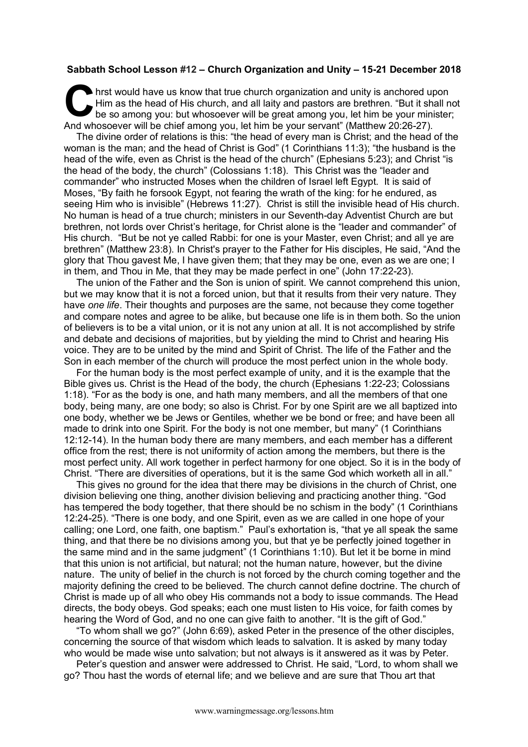**Sabbath School Lesson #12 – Church Organization and Unity – 15-21 December 2018**

Christ would have us know that true church organization and unity is anchored upon Him as the head of His church, and all laity and pastors are brethren. "But it shall not be so among you: but whosoever will be great among you, let him be your minister; And whosoever will be chief among you, let him be your servant" (Matthew 20:26-27).

The divine order of relations is this: "the head of every man is Christ; and the head of the woman is the man; and the head of Christ is God" (1 Corinthians 11:3); "the husband is the head of the wife, even as Christ is the head of the church" (Ephesians 5:23); and Christ "is the head of the body, the church" (Colossians 1:18). This Christ was the "leader and commander" who instructed Moses when the children of Israel left Egypt. It is said of Moses, "By faith he forsook Egypt, not fearing the wrath of the king: for he endured, as seeing Him who is invisible" (Hebrews 11:27). Christ is still the invisible head of His church. No human is head of a true church; ministers in our Seventh-day Adventist Church are but brethren, not lords over Christ's heritage, for Christ alone is the "leader and commander" of His church. "But be not ye called Rabbi: for one is your Master, even Christ; and all ye are brethren" (Matthew 23:8). In Christ's prayer to the Father for His disciples, He said, "And the glory that Thou gavest Me, I have given them; that they may be one, even as we are one; I in them, and Thou in Me, that they may be made perfect in one" (John 17:22-23).

The union of the Father and the Son is union of spirit. We cannot comprehend this union, but we may know that it is not a forced union, but that it results from their very nature. They have *one life*. Their thoughts and purposes are the same, not because they come together and compare notes and agree to be alike, but because one life is in them both. So the union of believers is to be a vital union, or it is not any union at all. It is not accomplished by strife and debate and decisions of majorities, but by yielding the mind to Christ and hearing His voice. They are to be united by the mind and Spirit of Christ. The life of the Father and the Son in each member of the church will produce the most perfect union in the whole body.

For the human body is the most perfect example of unity, and it is the example that the Bible gives us. Christ is the Head of the body, the church (Ephesians 1:22-23; Colossians 1:18). "For as the body is one, and hath many members, and all the members of that one body, being many, are one body; so also is Christ. For by one Spirit are we all baptized into one body, whether we be Jews or Gentiles, whether we be bond or free; and have been all made to drink into one Spirit. For the body is not one member, but many" (1 Corinthians 12:12-14). In the human body there are many members, and each member has a different office from the rest; there is not uniformity of action among the members, but there is the most perfect unity. All work together in perfect harmony for one object. So it is in the body of Christ. "There are diversities of operations, but it is the same God which worketh all in all."

This gives no ground for the idea that there may be divisions in the church of Christ, one division believing one thing, another division believing and practicing another thing. "God has tempered the body together, that there should be no schism in the body" (1 Corinthians 12:24-25). "There is one body, and one Spirit, even as we are called in one hope of your calling; one Lord, one faith, one baptism." Paul's exhortation is, "that ye all speak the same thing, and that there be no divisions among you, but that ye be perfectly joined together in the same mind and in the same judgment" (1 Corinthians 1:10). But let it be borne in mind that this union is not artificial, but natural; not the human nature, however, but the divine nature. The unity of belief in the church is not forced by the church coming together and the majority defining the creed to be believed. The church cannot define doctrine. The church of Christ is made up of all who obey His commands not a body to issue commands. The Head directs, the body obeys. God speaks; each one must listen to His voice, for faith comes by hearing the Word of God, and no one can give faith to another. "It is the gift of God."

"To whom shall we go?" (John 6:69), asked Peter in the presence of the other disciples, concerning the source of that wisdom which leads to salvation. It is asked by many today who would be made wise unto salvation; but not always is it answered as it was by Peter.

Peter's question and answer were addressed to Christ. He said, "Lord, to whom shall we go? Thou hast the words of eternal life; and we believe and are sure that Thou art that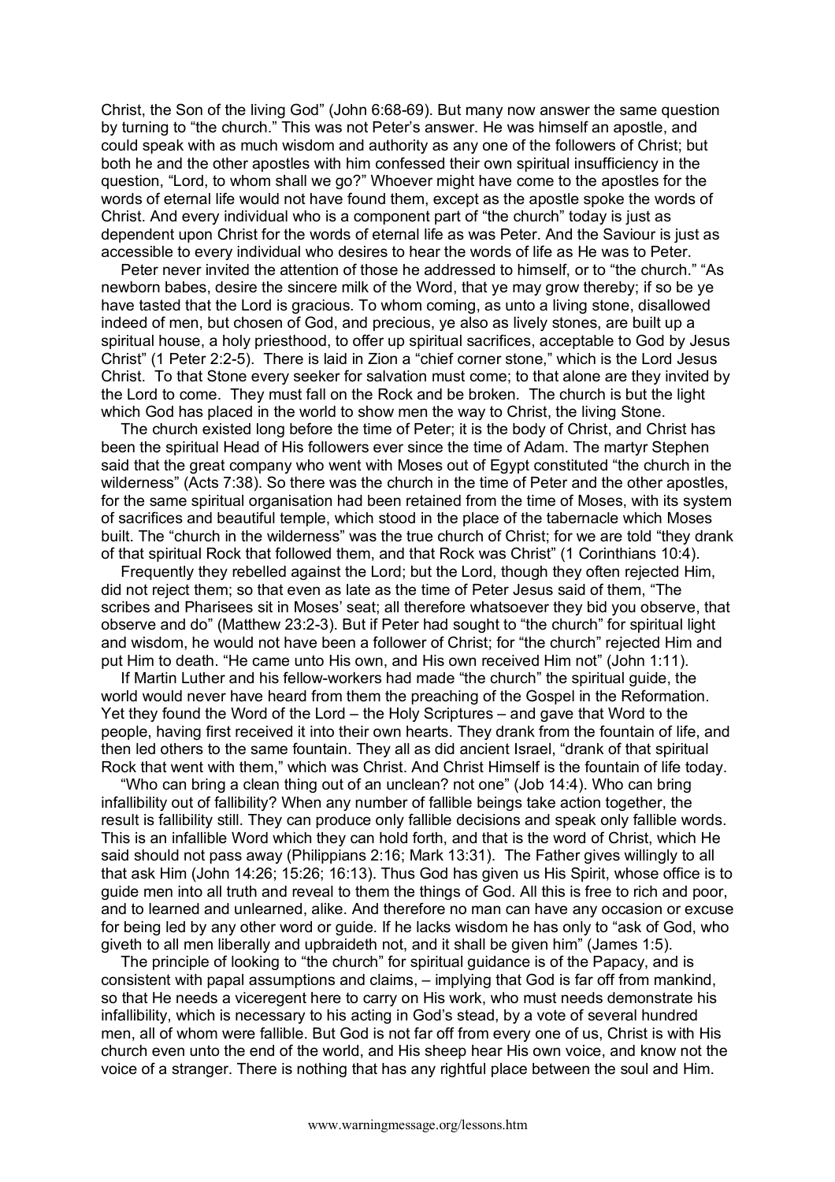Christ, the Son of the living God" (John 6:68-69). But many now answer the same question by turning to "the church." This was not Peter's answer. He was himself an apostle, and could speak with as much wisdom and authority as any one of the followers of Christ; but both he and the other apostles with him confessed their own spiritual insufficiency in the question, "Lord, to whom shall we go?" Whoever might have come to the apostles for the words of eternal life would not have found them, except as the apostle spoke the words of Christ. And every individual who is a component part of "the church" today is just as dependent upon Christ for the words of eternal life as was Peter. And the Saviour is just as accessible to every individual who desires to hear the words of life as He was to Peter.

Peter never invited the attention of those he addressed to himself, or to "the church." "As newborn babes, desire the sincere milk of the Word, that ye may grow thereby; if so be ye have tasted that the Lord is gracious. To whom coming, as unto a living stone, disallowed indeed of men, but chosen of God, and precious, ye also as lively stones, are built up a spiritual house, a holy priesthood, to offer up spiritual sacrifices, acceptable to God by Jesus Christ" (1 Peter 2:2-5). There is laid in Zion a "chief corner stone," which is the Lord Jesus Christ. To that Stone every seeker for salvation must come; to that alone are they invited by the Lord to come. They must fall on the Rock and be broken. The church is but the light which God has placed in the world to show men the way to Christ, the living Stone.

The church existed long before the time of Peter; it is the body of Christ, and Christ has been the spiritual Head of His followers ever since the time of Adam. The martyr Stephen said that the great company who went with Moses out of Egypt constituted "the church in the wilderness" (Acts 7:38). So there was the church in the time of Peter and the other apostles, for the same spiritual organisation had been retained from the time of Moses, with its system of sacrifices and beautiful temple, which stood in the place of the tabernacle which Moses built. The "church in the wilderness" was the true church of Christ; for we are told "they drank of that spiritual Rock that followed them, and that Rock was Christ" (1 Corinthians 10:4).

Frequently they rebelled against the Lord; but the Lord, though they often rejected Him, did not reject them; so that even as late as the time of Peter Jesus said of them, "The scribes and Pharisees sit in Moses' seat; all therefore whatsoever they bid you observe, that observe and do" (Matthew 23:2-3). But if Peter had sought to "the church" for spiritual light and wisdom, he would not have been a follower of Christ; for "the church" rejected Him and put Him to death. "He came unto His own, and His own received Him not" (John 1:11).

If Martin Luther and his fellow-workers had made "the church" the spiritual guide, the world would never have heard from them the preaching of the Gospel in the Reformation. Yet they found the Word of the Lord – the Holy Scriptures – and gave that Word to the people, having first received it into their own hearts. They drank from the fountain of life, and then led others to the same fountain. They all as did ancient Israel, "drank of that spiritual Rock that went with them," which was Christ. And Christ Himself is the fountain of life today.

"Who can bring a clean thing out of an unclean? not one" (Job 14:4). Who can bring infallibility out of fallibility? When any number of fallible beings take action together, the result is fallibility still. They can produce only fallible decisions and speak only fallible words. This is an infallible Word which they can hold forth, and that is the word of Christ, which He said should not pass away (Philippians 2:16; Mark 13:31). The Father gives willingly to all that ask Him (John 14:26; 15:26; 16:13). Thus God has given us His Spirit, whose office is to guide men into all truth and reveal to them the things of God. All this is free to rich and poor, and to learned and unlearned, alike. And therefore no man can have any occasion or excuse for being led by any other word or guide. If he lacks wisdom he has only to "ask of God, who giveth to all men liberally and upbraideth not, and it shall be given him" (James 1:5).

The principle of looking to "the church" for spiritual guidance is of the Papacy, and is consistent with papal assumptions and claims, – implying that God is far off from mankind, so that He needs a viceregent here to carry on His work, who must needs demonstrate his infallibility, which is necessary to his acting in God's stead, by a vote of several hundred men, all of whom were fallible. But God is not far off from every one of us, Christ is with His church even unto the end of the world, and His sheep hear His own voice, and know not the voice of a stranger. There is nothing that has any rightful place between the soul and Him.

www.warningmessage.org/lessons.htm